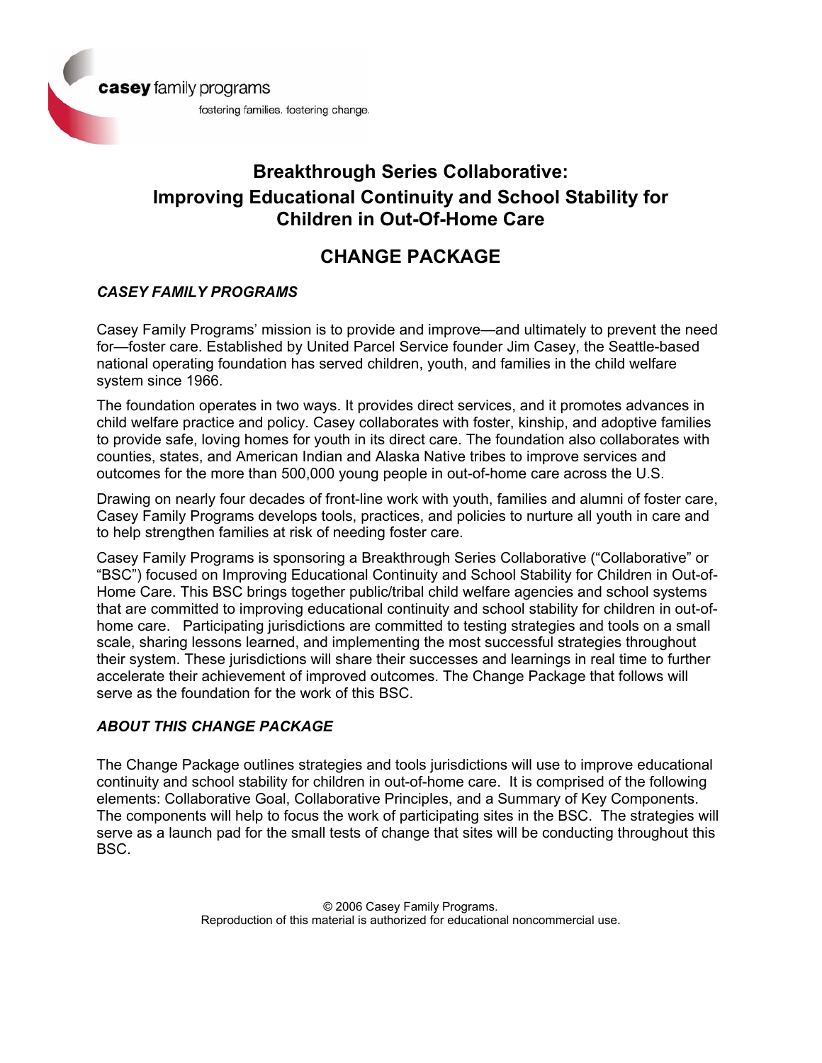casey family programs

fostering families. fostering change.

# Breakthrough Series Collaborative: Improving Educational Continuity and School Stability for Children in Out-Of-Home Care

## CHANGE PACKAGE

### *CASEY FAMILY PROGRAMS*

Casey Family Programs' mission is to provide and improve—and ultimately to prevent the need for—foster care. Established by United Parcel Service founder Jim Casey, the Seattle-based national operating foundation has served children, youth, and families in the child welfare system since 1966.

The foundation operates in two ways. It provides direct services, and it promotes advances in child welfare practice and policy. Casey collaborates with foster, kinship, and adoptive families to provide safe, loving homes for youth in its direct care. The foundation also collaborates with counties, states, and American Indian and Alaska Native tribes to improve services and outcomes for the more than 500,000 young people in out-of-home care across the U.S.

Drawing on nearly four decades of front-line work with youth, families and alumni of foster care, Casey Family Programs develops tools, practices, and policies to nurture all youth in care and to help strengthen families at risk of needing foster care.

Casey Family Programs is sponsoring a Breakthrough Series Collaborative ("Collaborative" or "BSC") focused on Improving Educational Continuity and School Stability for Children in Out-of-Home Care. This BSC brings together public/tribal child welfare agencies and school systems that are committed to improving educational continuity and school stability for children in out-of-home care. Participating jurisdictions are committed to testing strategies and tools on a small scale, sharing lessons learned, and implementing the most successful strategies throughout their system. These jurisdictions will share their successes and learnings in real time to further accelerate their achievement of improved outcomes. The Change Package that follows will serve as the foundation for the work of this BSC.

### *ABOUT THIS CHANGE PACKAGE*

The Change Package outlines strategies and tools jurisdictions will use to improve educational continuity and school stability for children in out-of-home care. It is comprised of the following elements: Collaborative Goal, Collaborative Principles, and a Summary of Key Components. The components will help to focus the work of participating sites in the BSC. The strategies will serve as a launch pad for the small tests of change that sites will be conducting throughout this BSC.

© 2006 Casey Family Programs.
Reproduction of this material is authorized for educational noncommercial use.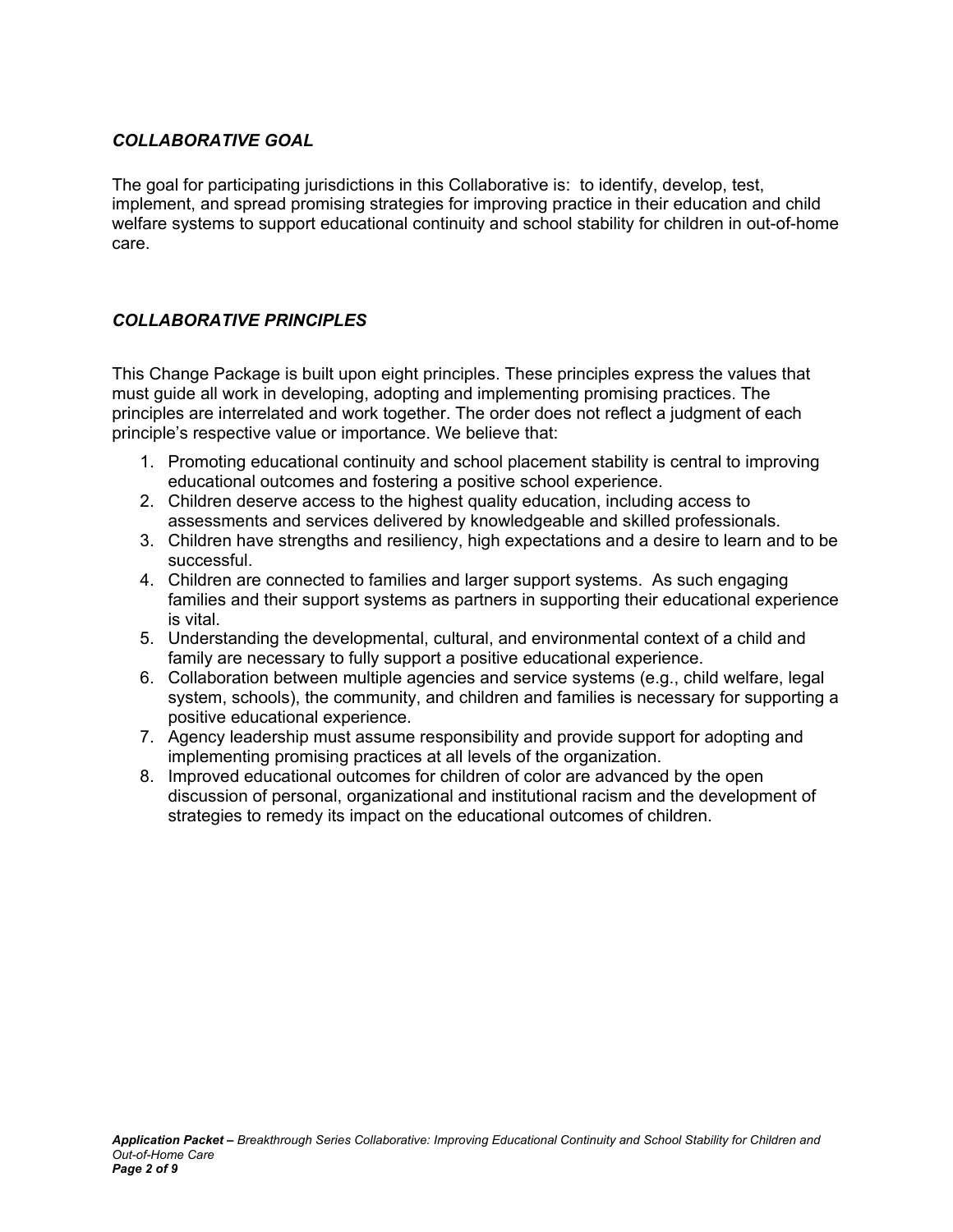## *COLLABORATIVE GOAL*

The goal for participating jurisdictions in this Collaborative is: to identify, develop, test, implement, and spread promising strategies for improving practice in their education and child welfare systems to support educational continuity and school stability for children in out-of-home care.

## *COLLABORATIVE PRINCIPLES*

This Change Package is built upon eight principles. These principles express the values that must guide all work in developing, adopting and implementing promising practices. The principles are interrelated and work together. The order does not reflect a judgment of each principle's respective value or importance. We believe that:

1. Promoting educational continuity and school placement stability is central to improving educational outcomes and fostering a positive school experience.
2. Children deserve access to the highest quality education, including access to assessments and services delivered by knowledgeable and skilled professionals.
3. Children have strengths and resiliency, high expectations and a desire to learn and to be successful.
4. Children are connected to families and larger support systems. As such engaging families and their support systems as partners in supporting their educational experience is vital.
5. Understanding the developmental, cultural, and environmental context of a child and family are necessary to fully support a positive educational experience.
6. Collaboration between multiple agencies and service systems (e.g., child welfare, legal system, schools), the community, and children and families is necessary for supporting a positive educational experience.
7. Agency leadership must assume responsibility and provide support for adopting and implementing promising practices at all levels of the organization.
8. Improved educational outcomes for children of color are advanced by the open discussion of personal, organizational and institutional racism and the development of strategies to remedy its impact on the educational outcomes of children.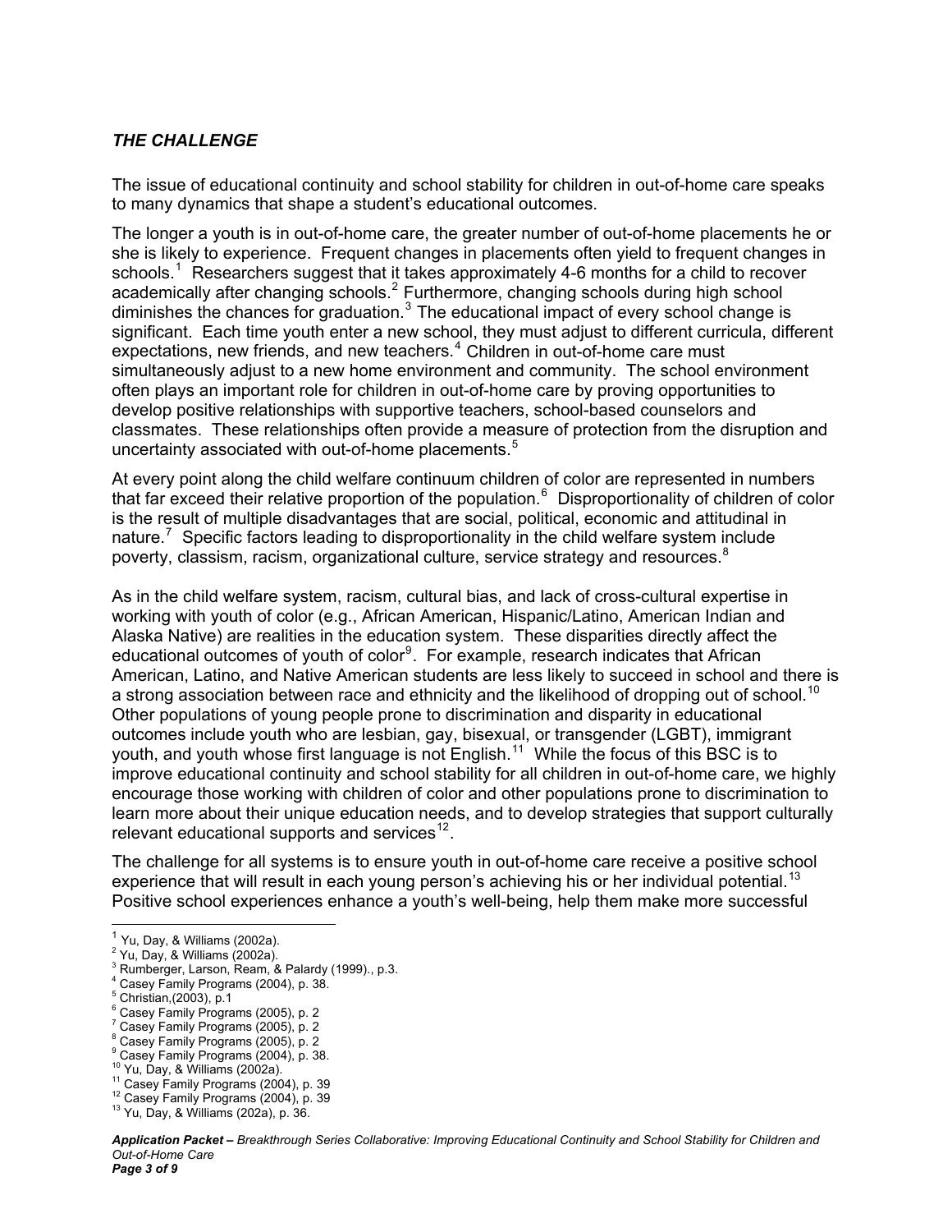### *THE CHALLENGE*

The issue of educational continuity and school stability for children in out-of-home care speaks to many dynamics that shape a student's educational outcomes.

The longer a youth is in out-of-home care, the greater number of out-of-home placements he or she is likely to experience. Frequent changes in placements often yield to frequent changes in schools.[1] Researchers suggest that it takes approximately 4-6 months for a child to recover academically after changing schools.[2] Furthermore, changing schools during high school diminishes the chances for graduation.[3] The educational impact of every school change is significant. Each time youth enter a new school, they must adjust to different curricula, different expectations, new friends, and new teachers.[4] Children in out-of-home care must simultaneously adjust to a new home environment and community. The school environment often plays an important role for children in out-of-home care by proving opportunities to develop positive relationships with supportive teachers, school-based counselors and classmates. These relationships often provide a measure of protection from the disruption and uncertainty associated with out-of-home placements.[5]

At every point along the child welfare continuum children of color are represented in numbers that far exceed their relative proportion of the population.[6] Disproportionality of children of color is the result of multiple disadvantages that are social, political, economic and attitudinal in nature.[7] Specific factors leading to disproportionality in the child welfare system include poverty, classism, racism, organizational culture, service strategy and resources.[8]

As in the child welfare system, racism, cultural bias, and lack of cross-cultural expertise in working with youth of color (e.g., African American, Hispanic/Latino, American Indian and Alaska Native) are realities in the education system. These disparities directly affect the educational outcomes of youth of color[9]. For example, research indicates that African American, Latino, and Native American students are less likely to succeed in school and there is a strong association between race and ethnicity and the likelihood of dropping out of school.[10] Other populations of young people prone to discrimination and disparity in educational outcomes include youth who are lesbian, gay, bisexual, or transgender (LGBT), immigrant youth, and youth whose first language is not English.[11] While the focus of this BSC is to improve educational continuity and school stability for all children in out-of-home care, we highly encourage those working with children of color and other populations prone to discrimination to learn more about their unique education needs, and to develop strategies that support culturally relevant educational supports and services[12].

The challenge for all systems is to ensure youth in out-of-home care receive a positive school experience that will result in each young person's achieving his or her individual potential.[13] Positive school experiences enhance a youth's well-being, help them make more successful

---

[1] Yu, Day, & Williams (2002a).
[2] Yu, Day, & Williams (2002a).
[3] Rumberger, Larson, Ream, & Palardy (1999)., p.3.
[4] Casey Family Programs (2004), p. 38.
[5] Christian,(2003), p.1
[6] Casey Family Programs (2005), p. 2
[7] Casey Family Programs (2005), p. 2
[8] Casey Family Programs (2005), p. 2
[9] Casey Family Programs (2004), p. 38.
[10] Yu, Day, & Williams (2002a).
[11] Casey Family Programs (2004), p. 39
[12] Casey Family Programs (2004), p. 39
[13] Yu, Day, & Williams (202a), p. 36.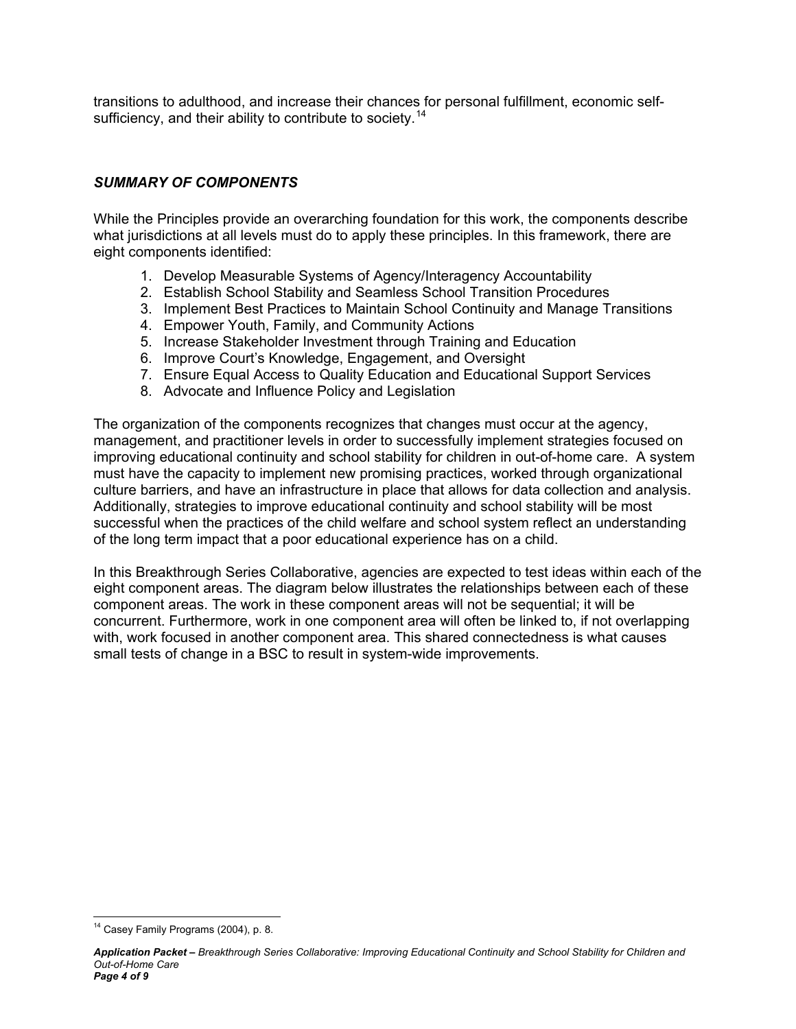transitions to adulthood, and increase their chances for personal fulfillment, economic self-sufficiency, and their ability to contribute to society.[14]

### *SUMMARY OF COMPONENTS*

While the Principles provide an overarching foundation for this work, the components describe what jurisdictions at all levels must do to apply these principles. In this framework, there are eight components identified:

1. Develop Measurable Systems of Agency/Interagency Accountability
2. Establish School Stability and Seamless School Transition Procedures
3. Implement Best Practices to Maintain School Continuity and Manage Transitions
4. Empower Youth, Family, and Community Actions
5. Increase Stakeholder Investment through Training and Education
6. Improve Court's Knowledge, Engagement, and Oversight
7. Ensure Equal Access to Quality Education and Educational Support Services
8. Advocate and Influence Policy and Legislation

The organization of the components recognizes that changes must occur at the agency, management, and practitioner levels in order to successfully implement strategies focused on improving educational continuity and school stability for children in out-of-home care. A system must have the capacity to implement new promising practices, worked through organizational culture barriers, and have an infrastructure in place that allows for data collection and analysis. Additionally, strategies to improve educational continuity and school stability will be most successful when the practices of the child welfare and school system reflect an understanding of the long term impact that a poor educational experience has on a child.

In this Breakthrough Series Collaborative, agencies are expected to test ideas within each of the eight component areas. The diagram below illustrates the relationships between each of these component areas. The work in these component areas will not be sequential; it will be concurrent. Furthermore, work in one component area will often be linked to, if not overlapping with, work focused in another component area. This shared connectedness is what causes small tests of change in a BSC to result in system-wide improvements.

[14] Casey Family Programs (2004), p. 8.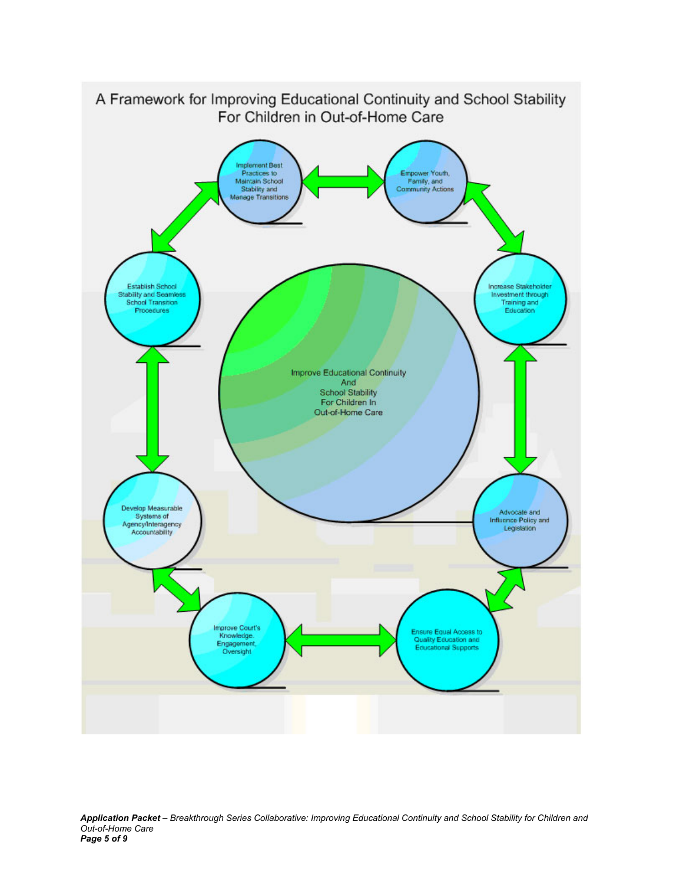# A Framework for Improving Educational Continuity and School Stability For Children in Out-of-Home Care

Improve Educational Continuity And School Stability For Children In Out-of-Home Care

- Implement Best Practices to Maintain School Stability and Manage Transitions
- Empower Youth, Family, and Community Actions
- Increase Stakeholder Investment through Training and Education
- Advocate and Influence Policy and Legislation
- Ensure Equal Access to Quality Education and Educational Supports
- Improve Court's Knowledge, Engagement, Oversight
- Develop Measurable Systems of Agency/Interagency Accountability
- Establish School Stability and Seamless School Transition Procedures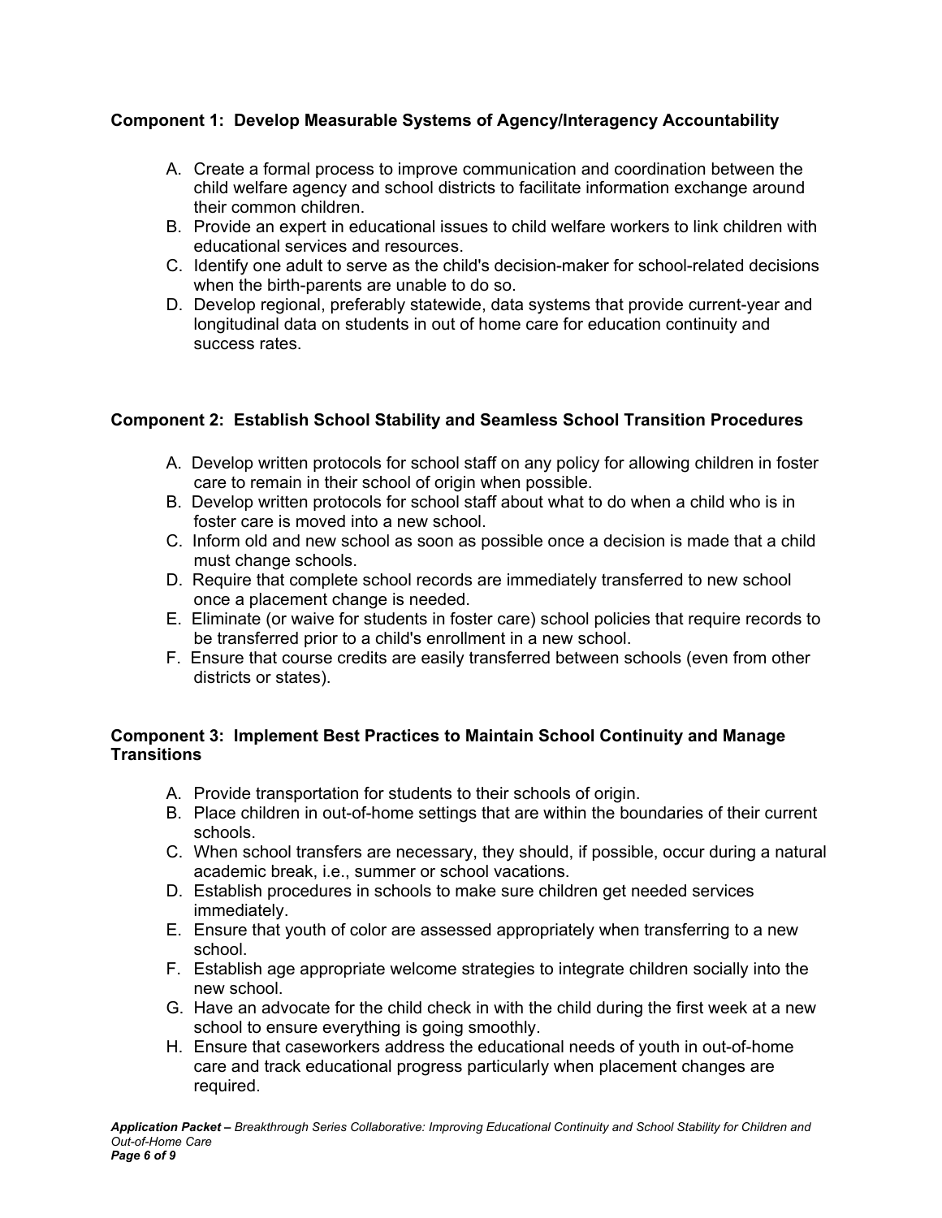**Component 1: Develop Measurable Systems of Agency/Interagency Accountability**

A. Create a formal process to improve communication and coordination between the child welfare agency and school districts to facilitate information exchange around their common children.
B. Provide an expert in educational issues to child welfare workers to link children with educational services and resources.
C. Identify one adult to serve as the child's decision-maker for school-related decisions when the birth-parents are unable to do so.
D. Develop regional, preferably statewide, data systems that provide current-year and longitudinal data on students in out of home care for education continuity and success rates.

**Component 2: Establish School Stability and Seamless School Transition Procedures**

A. Develop written protocols for school staff on any policy for allowing children in foster care to remain in their school of origin when possible.
B. Develop written protocols for school staff about what to do when a child who is in foster care is moved into a new school.
C. Inform old and new school as soon as possible once a decision is made that a child must change schools.
D. Require that complete school records are immediately transferred to new school once a placement change is needed.
E. Eliminate (or waive for students in foster care) school policies that require records to be transferred prior to a child's enrollment in a new school.
F. Ensure that course credits are easily transferred between schools (even from other districts or states).

**Component 3: Implement Best Practices to Maintain School Continuity and Manage Transitions**

A. Provide transportation for students to their schools of origin.
B. Place children in out-of-home settings that are within the boundaries of their current schools.
C. When school transfers are necessary, they should, if possible, occur during a natural academic break, i.e., summer or school vacations.
D. Establish procedures in schools to make sure children get needed services immediately.
E. Ensure that youth of color are assessed appropriately when transferring to a new school.
F. Establish age appropriate welcome strategies to integrate children socially into the new school.
G. Have an advocate for the child check in with the child during the first week at a new school to ensure everything is going smoothly.
H. Ensure that caseworkers address the educational needs of youth in out-of-home care and track educational progress particularly when placement changes are required.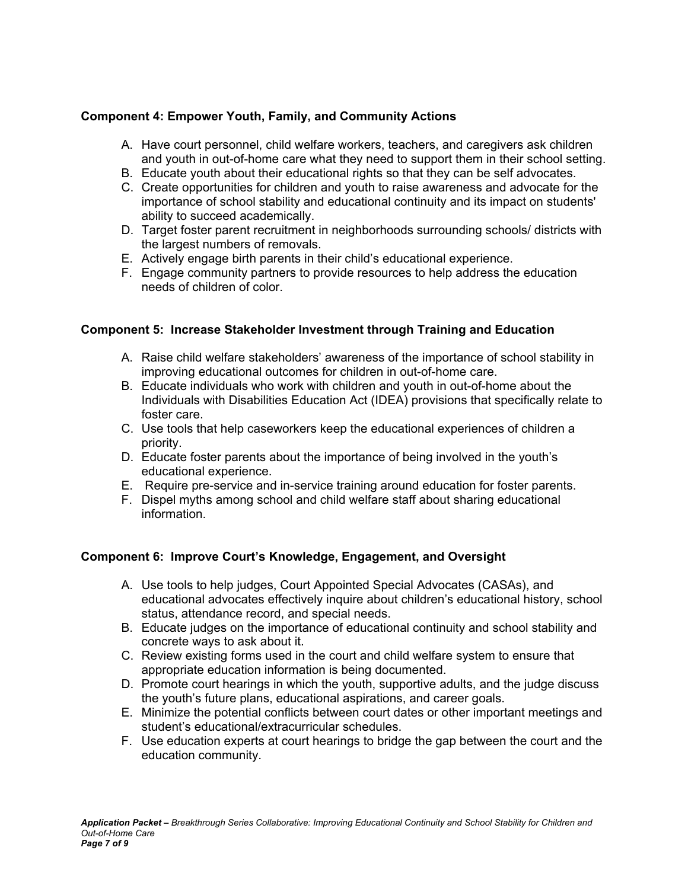**Component 4: Empower Youth, Family, and Community Actions**

A. Have court personnel, child welfare workers, teachers, and caregivers ask children and youth in out-of-home care what they need to support them in their school setting.
B. Educate youth about their educational rights so that they can be self advocates.
C. Create opportunities for children and youth to raise awareness and advocate for the importance of school stability and educational continuity and its impact on students' ability to succeed academically.
D. Target foster parent recruitment in neighborhoods surrounding schools/ districts with the largest numbers of removals.
E. Actively engage birth parents in their child's educational experience.
F. Engage community partners to provide resources to help address the education needs of children of color.

**Component 5: Increase Stakeholder Investment through Training and Education**

A. Raise child welfare stakeholders' awareness of the importance of school stability in improving educational outcomes for children in out-of-home care.
B. Educate individuals who work with children and youth in out-of-home about the Individuals with Disabilities Education Act (IDEA) provisions that specifically relate to foster care.
C. Use tools that help caseworkers keep the educational experiences of children a priority.
D. Educate foster parents about the importance of being involved in the youth's educational experience.
E. Require pre-service and in-service training around education for foster parents.
F. Dispel myths among school and child welfare staff about sharing educational information.

**Component 6: Improve Court's Knowledge, Engagement, and Oversight**

A. Use tools to help judges, Court Appointed Special Advocates (CASAs), and educational advocates effectively inquire about children's educational history, school status, attendance record, and special needs.
B. Educate judges on the importance of educational continuity and school stability and concrete ways to ask about it.
C. Review existing forms used in the court and child welfare system to ensure that appropriate education information is being documented.
D. Promote court hearings in which the youth, supportive adults, and the judge discuss the youth's future plans, educational aspirations, and career goals.
E. Minimize the potential conflicts between court dates or other important meetings and student's educational/extracurricular schedules.
F. Use education experts at court hearings to bridge the gap between the court and the education community.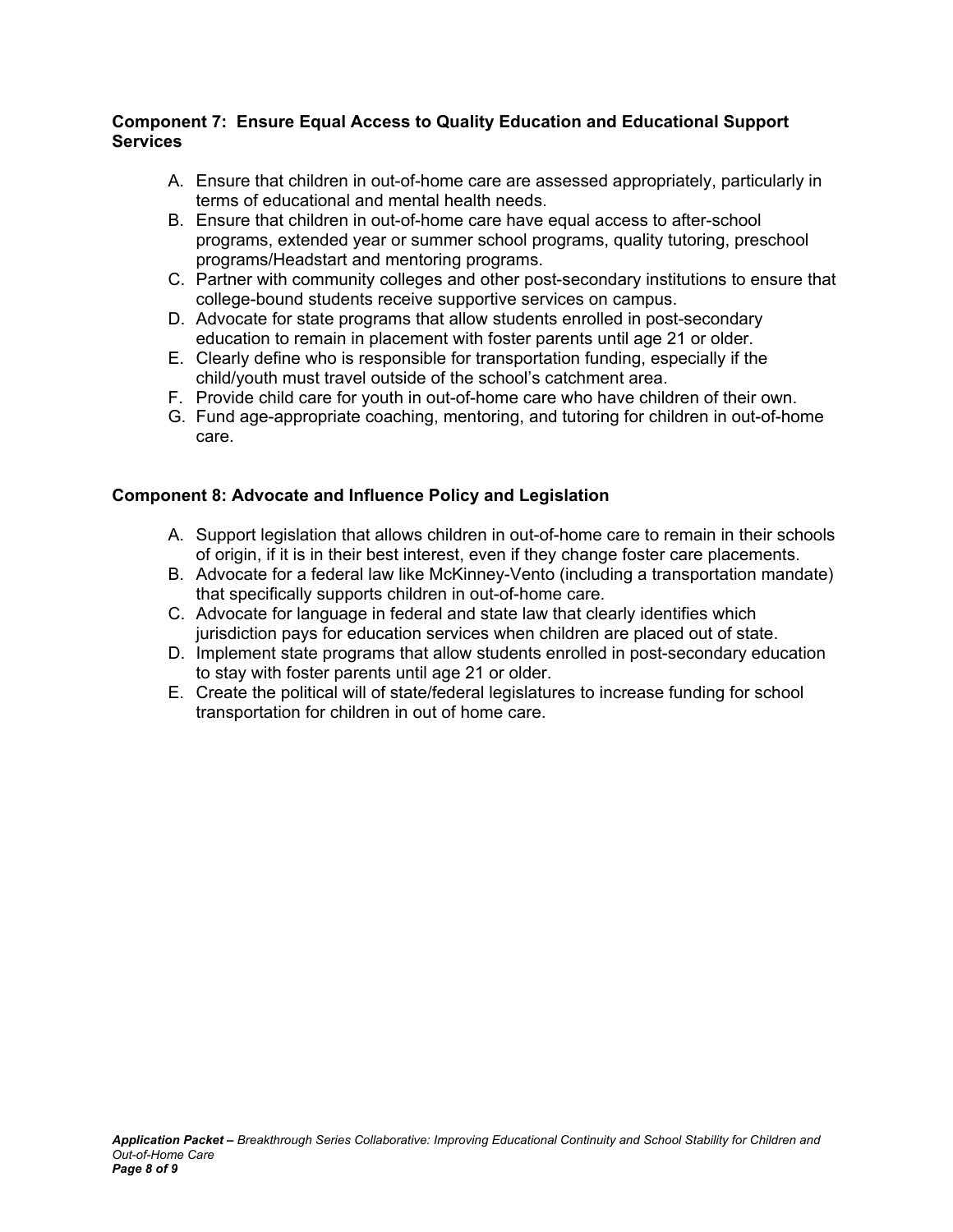**Component 7: Ensure Equal Access to Quality Education and Educational Support Services**

A. Ensure that children in out-of-home care are assessed appropriately, particularly in terms of educational and mental health needs.
B. Ensure that children in out-of-home care have equal access to after-school programs, extended year or summer school programs, quality tutoring, preschool programs/Headstart and mentoring programs.
C. Partner with community colleges and other post-secondary institutions to ensure that college-bound students receive supportive services on campus.
D. Advocate for state programs that allow students enrolled in post-secondary education to remain in placement with foster parents until age 21 or older.
E. Clearly define who is responsible for transportation funding, especially if the child/youth must travel outside of the school's catchment area.
F. Provide child care for youth in out-of-home care who have children of their own.
G. Fund age-appropriate coaching, mentoring, and tutoring for children in out-of-home care.

**Component 8: Advocate and Influence Policy and Legislation**

A. Support legislation that allows children in out-of-home care to remain in their schools of origin, if it is in their best interest, even if they change foster care placements.
B. Advocate for a federal law like McKinney-Vento (including a transportation mandate) that specifically supports children in out-of-home care.
C. Advocate for language in federal and state law that clearly identifies which jurisdiction pays for education services when children are placed out of state.
D. Implement state programs that allow students enrolled in post-secondary education to stay with foster parents until age 21 or older.
E. Create the political will of state/federal legislatures to increase funding for school transportation for children in out of home care.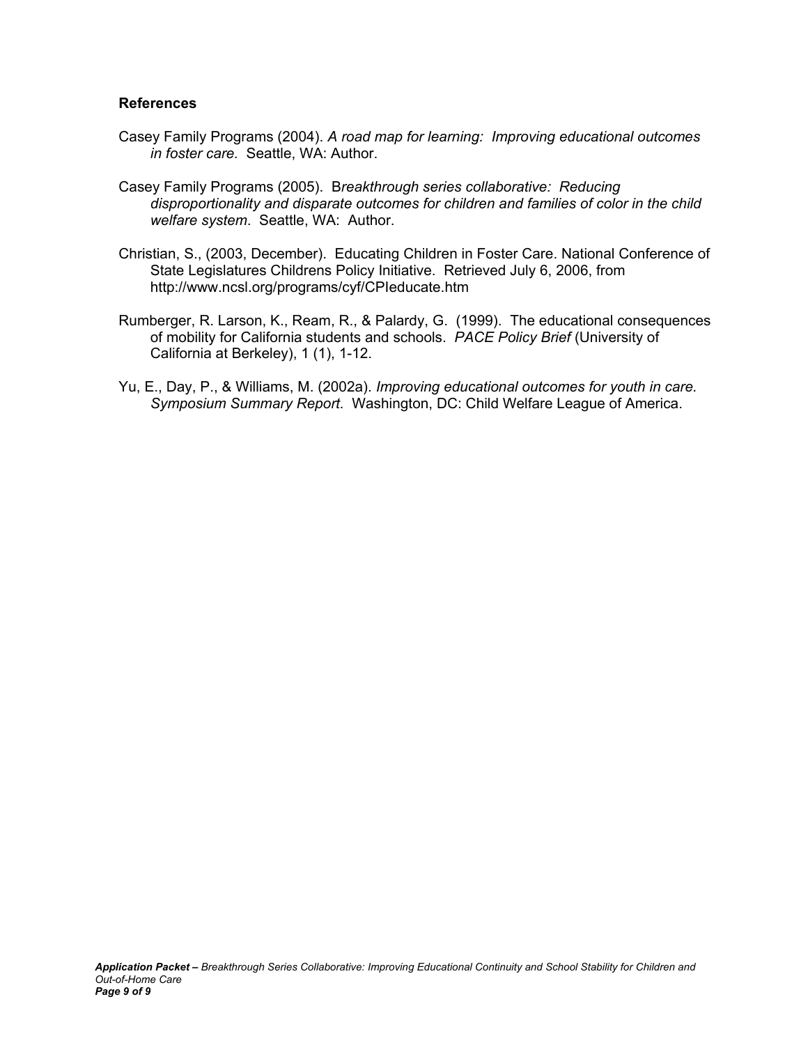**References**

Casey Family Programs (2004). *A road map for learning: Improving educational outcomes in foster care.* Seattle, WA: Author.

Casey Family Programs (2005). B*reakthrough series collaborative: Reducing disproportionality and disparate outcomes for children and families of color in the child welfare system*. Seattle, WA: Author.

Christian, S., (2003, December). Educating Children in Foster Care. National Conference of State Legislatures Childrens Policy Initiative. Retrieved July 6, 2006, from http://www.ncsl.org/programs/cyf/CPIeducate.htm

Rumberger, R. Larson, K., Ream, R., & Palardy, G. (1999). The educational consequences of mobility for California students and schools. *PACE Policy Brief* (University of California at Berkeley), 1 (1), 1-12.

Yu, E., Day, P., & Williams, M. (2002a). *Improving educational outcomes for youth in care. Symposium Summary Report.* Washington, DC: Child Welfare League of America.